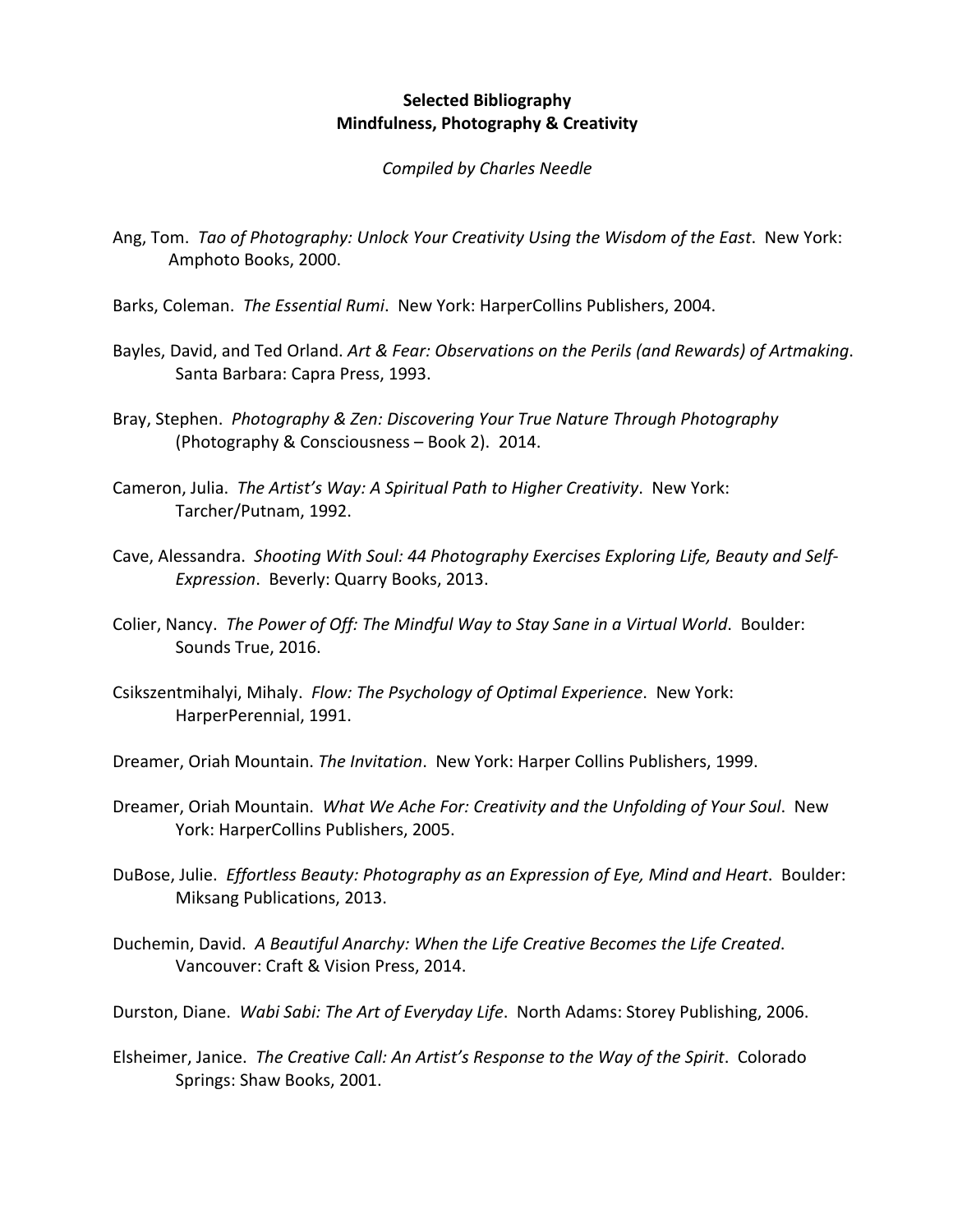# Selected Bibliography
## Mindfulness, Photography & Creativity

*Compiled by Charles Needle*

Ang, Tom. *Tao of Photography: Unlock Your Creativity Using the Wisdom of the East*. New York: Amphoto Books, 2000.

Barks, Coleman. *The Essential Rumi*. New York: HarperCollins Publishers, 2004.

Bayles, David, and Ted Orland. *Art & Fear: Observations on the Perils (and Rewards) of Artmaking*. Santa Barbara: Capra Press, 1993.

Bray, Stephen. *Photography & Zen: Discovering Your True Nature Through Photography* (Photography & Consciousness – Book 2). 2014.

Cameron, Julia. *The Artist's Way: A Spiritual Path to Higher Creativity*. New York: Tarcher/Putnam, 1992.

Cave, Alessandra. *Shooting With Soul: 44 Photography Exercises Exploring Life, Beauty and Self-Expression*. Beverly: Quarry Books, 2013.

Colier, Nancy. *The Power of Off: The Mindful Way to Stay Sane in a Virtual World*. Boulder: Sounds True, 2016.

Csikszentmihalyi, Mihaly. *Flow: The Psychology of Optimal Experience*. New York: HarperPerennial, 1991.

Dreamer, Oriah Mountain. *The Invitation*. New York: Harper Collins Publishers, 1999.

Dreamer, Oriah Mountain. *What We Ache For: Creativity and the Unfolding of Your Soul*. New York: HarperCollins Publishers, 2005.

DuBose, Julie. *Effortless Beauty: Photography as an Expression of Eye, Mind and Heart*. Boulder: Miksang Publications, 2013.

Duchemin, David. *A Beautiful Anarchy: When the Life Creative Becomes the Life Created*. Vancouver: Craft & Vision Press, 2014.

Durston, Diane. *Wabi Sabi: The Art of Everyday Life*. North Adams: Storey Publishing, 2006.

Elsheimer, Janice. *The Creative Call: An Artist's Response to the Way of the Spirit*. Colorado Springs: Shaw Books, 2001.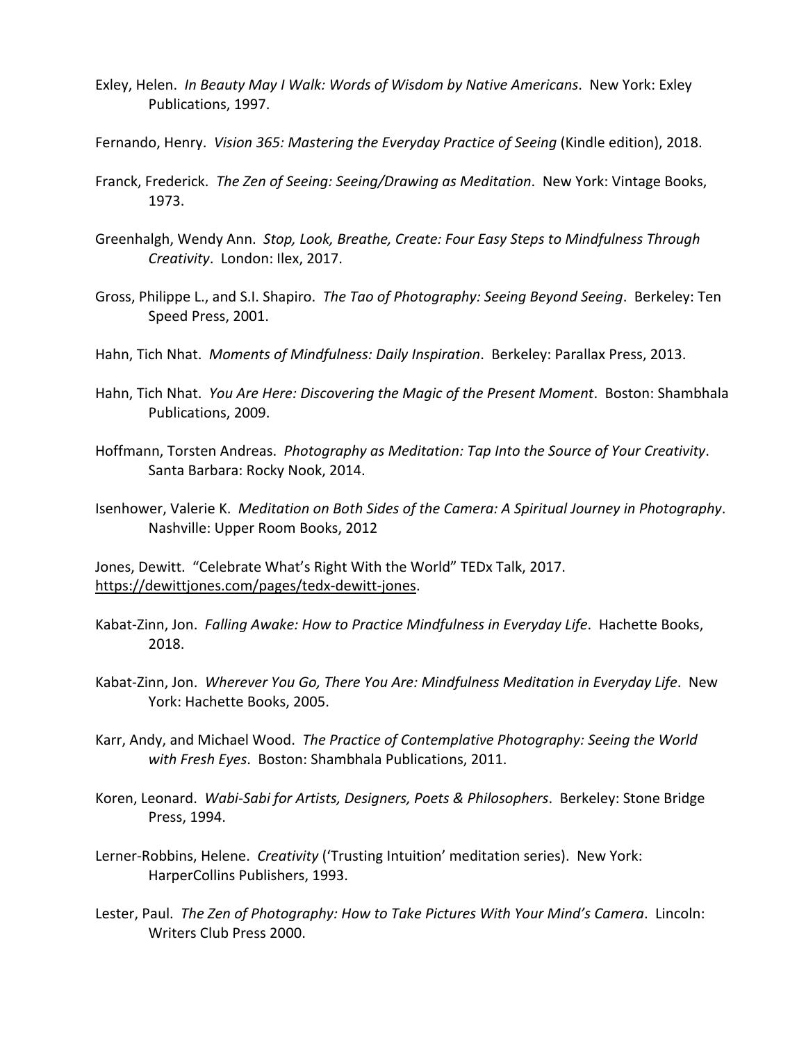Exley, Helen. *In Beauty May I Walk: Words of Wisdom by Native Americans*. New York: Exley Publications, 1997.

Fernando, Henry. *Vision 365: Mastering the Everyday Practice of Seeing* (Kindle edition), 2018.

Franck, Frederick. *The Zen of Seeing: Seeing/Drawing as Meditation*. New York: Vintage Books, 1973.

Greenhalgh, Wendy Ann. *Stop, Look, Breathe, Create: Four Easy Steps to Mindfulness Through Creativity*. London: Ilex, 2017.

Gross, Philippe L., and S.I. Shapiro. *The Tao of Photography: Seeing Beyond Seeing*. Berkeley: Ten Speed Press, 2001.

Hahn, Tich Nhat. *Moments of Mindfulness: Daily Inspiration*. Berkeley: Parallax Press, 2013.

Hahn, Tich Nhat. *You Are Here: Discovering the Magic of the Present Moment*. Boston: Shambhala Publications, 2009.

Hoffmann, Torsten Andreas. *Photography as Meditation: Tap Into the Source of Your Creativity*. Santa Barbara: Rocky Nook, 2014.

Isenhower, Valerie K. *Meditation on Both Sides of the Camera: A Spiritual Journey in Photography*. Nashville: Upper Room Books, 2012

Jones, Dewitt. "Celebrate What's Right With the World" TEDx Talk, 2017. https://dewittjones.com/pages/tedx-dewitt-jones.

Kabat-Zinn, Jon. *Falling Awake: How to Practice Mindfulness in Everyday Life*. Hachette Books, 2018.

Kabat-Zinn, Jon. *Wherever You Go, There You Are: Mindfulness Meditation in Everyday Life*. New York: Hachette Books, 2005.

Karr, Andy, and Michael Wood. *The Practice of Contemplative Photography: Seeing the World with Fresh Eyes*. Boston: Shambhala Publications, 2011.

Koren, Leonard. *Wabi-Sabi for Artists, Designers, Poets & Philosophers*. Berkeley: Stone Bridge Press, 1994.

Lerner-Robbins, Helene. *Creativity* ('Trusting Intuition' meditation series). New York: HarperCollins Publishers, 1993.

Lester, Paul. *The Zen of Photography: How to Take Pictures With Your Mind's Camera*. Lincoln: Writers Club Press 2000.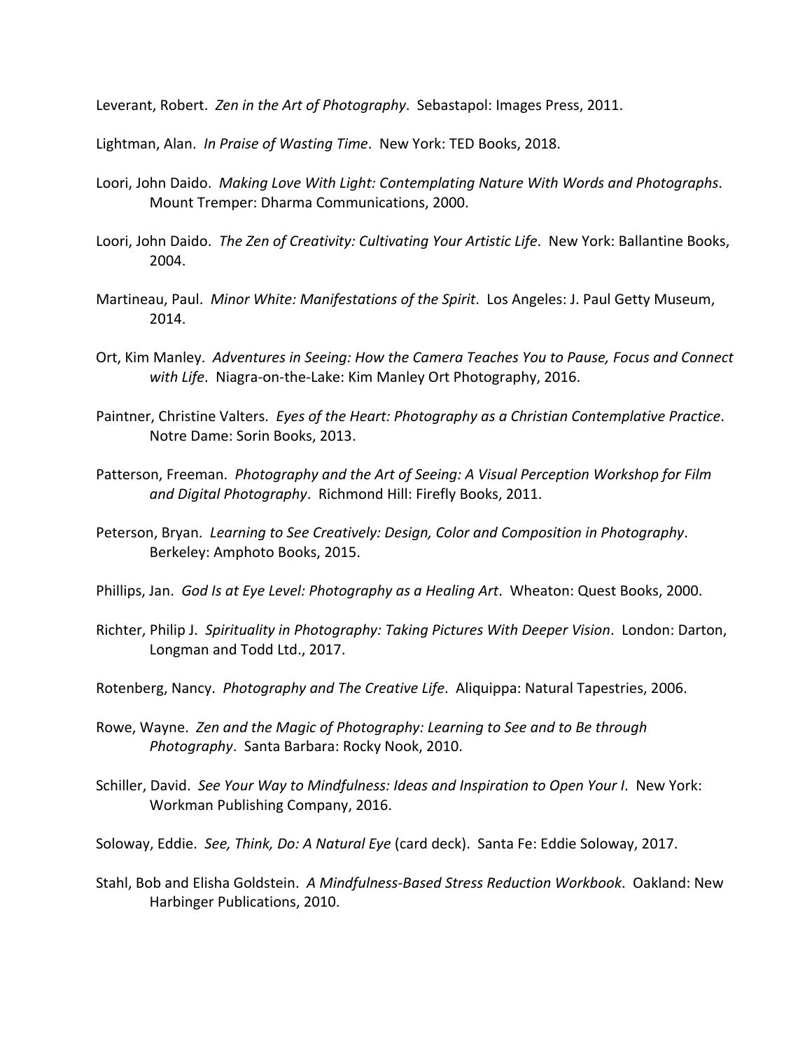Leverant, Robert. *Zen in the Art of Photography*. Sebastapol: Images Press, 2011.

Lightman, Alan. *In Praise of Wasting Time*. New York: TED Books, 2018.

Loori, John Daido. *Making Love With Light: Contemplating Nature With Words and Photographs*. Mount Tremper: Dharma Communications, 2000.

Loori, John Daido. *The Zen of Creativity: Cultivating Your Artistic Life*. New York: Ballantine Books, 2004.

Martineau, Paul. *Minor White: Manifestations of the Spirit*. Los Angeles: J. Paul Getty Museum, 2014.

Ort, Kim Manley. *Adventures in Seeing: How the Camera Teaches You to Pause, Focus and Connect with Life*. Niagra-on-the-Lake: Kim Manley Ort Photography, 2016.

Paintner, Christine Valters. *Eyes of the Heart: Photography as a Christian Contemplative Practice*. Notre Dame: Sorin Books, 2013.

Patterson, Freeman. *Photography and the Art of Seeing: A Visual Perception Workshop for Film and Digital Photography*. Richmond Hill: Firefly Books, 2011.

Peterson, Bryan. *Learning to See Creatively: Design, Color and Composition in Photography*. Berkeley: Amphoto Books, 2015.

Phillips, Jan. *God Is at Eye Level: Photography as a Healing Art*. Wheaton: Quest Books, 2000.

Richter, Philip J. *Spirituality in Photography: Taking Pictures With Deeper Vision*. London: Darton, Longman and Todd Ltd., 2017.

Rotenberg, Nancy. *Photography and The Creative Life*. Aliquippa: Natural Tapestries, 2006.

Rowe, Wayne. *Zen and the Magic of Photography: Learning to See and to Be through Photography*. Santa Barbara: Rocky Nook, 2010.

Schiller, David. *See Your Way to Mindfulness: Ideas and Inspiration to Open Your I*. New York: Workman Publishing Company, 2016.

Soloway, Eddie. *See, Think, Do: A Natural Eye* (card deck). Santa Fe: Eddie Soloway, 2017.

Stahl, Bob and Elisha Goldstein. *A Mindfulness-Based Stress Reduction Workbook*. Oakland: New Harbinger Publications, 2010.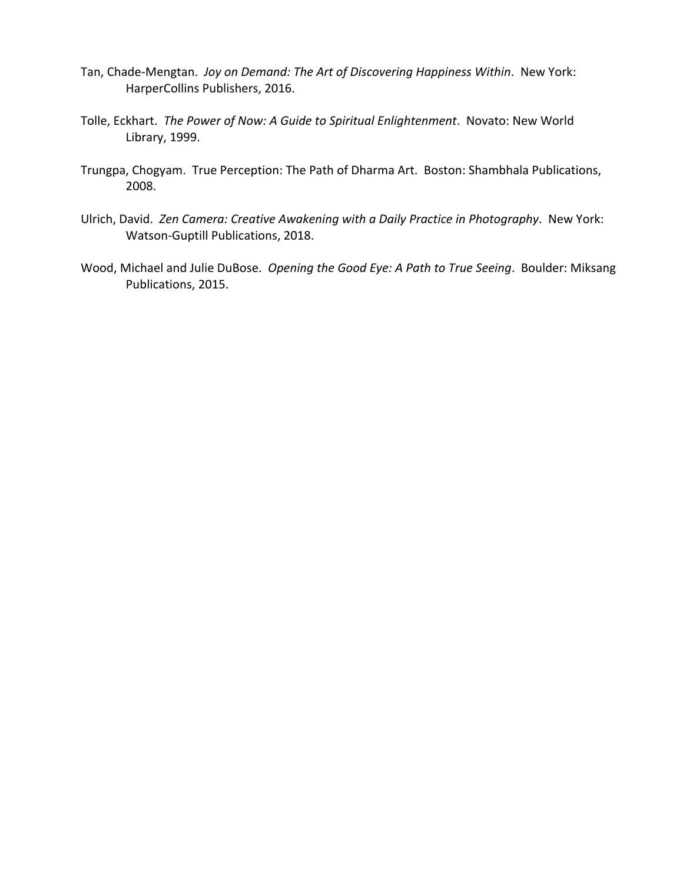Tan, Chade-Mengtan. *Joy on Demand: The Art of Discovering Happiness Within*. New York: HarperCollins Publishers, 2016.

Tolle, Eckhart. *The Power of Now: A Guide to Spiritual Enlightenment*. Novato: New World Library, 1999.

Trungpa, Chogyam. True Perception: The Path of Dharma Art. Boston: Shambhala Publications, 2008.

Ulrich, David. *Zen Camera: Creative Awakening with a Daily Practice in Photography*. New York: Watson-Guptill Publications, 2018.

Wood, Michael and Julie DuBose. *Opening the Good Eye: A Path to True Seeing*. Boulder: Miksang Publications, 2015.